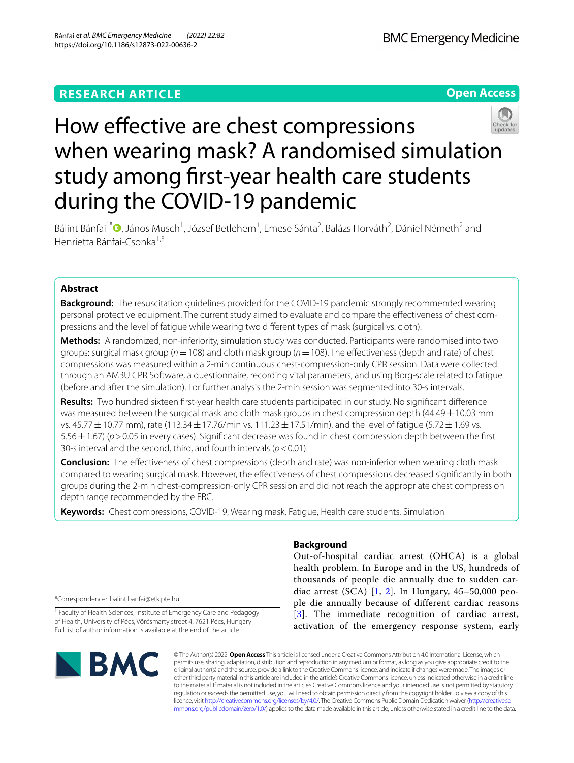RESEARCH ARTICLE

Open Access

# How effective are chest compressions when wearing mask? A randomised simulation study among first-year health care students during the COVID-19 pandemic

Bálint Bánfai[1*], János Musch[1], József Betlehem[1], Emese Sánta[2], Balázs Horváth[2], Dániel Németh[2] and Henrietta Bánfai-Csonka[1,3]

## Abstract

**Background:** The resuscitation guidelines provided for the COVID-19 pandemic strongly recommended wearing personal protective equipment. The current study aimed to evaluate and compare the effectiveness of chest compressions and the level of fatigue while wearing two different types of mask (surgical vs. cloth).

**Methods:** A randomized, non-inferiority, simulation study was conducted. Participants were randomised into two groups: surgical mask group ($n = 108$) and cloth mask group ($n = 108$). The effectiveness (depth and rate) of chest compressions was measured within a 2-min continuous chest-compression-only CPR session. Data were collected through an AMBU CPR Software, a questionnaire, recording vital parameters, and using Borg-scale related to fatigue (before and after the simulation). For further analysis the 2-min session was segmented into 30-s intervals.

**Results:** Two hundred sixteen first-year health care students participated in our study. No significant difference was measured between the surgical mask and cloth mask groups in chest compression depth (44.49 ± 10.03 mm vs. 45.77 ± 10.77 mm), rate (113.34 ± 17.76/min vs. 111.23 ± 17.51/min), and the level of fatigue (5.72 ± 1.69 vs. 5.56 ± 1.67) ($p > 0.05$ in every cases). Significant decrease was found in chest compression depth between the first 30-s interval and the second, third, and fourth intervals ($p < 0.01$).

**Conclusion:** The effectiveness of chest compressions (depth and rate) was non-inferior when wearing cloth mask compared to wearing surgical mask. However, the effectiveness of chest compressions decreased significantly in both groups during the 2-min chest-compression-only CPR session and did not reach the appropriate chest compression depth range recommended by the ERC.

**Keywords:** Chest compressions, COVID-19, Wearing mask, Fatigue, Health care students, Simulation

## Background

Out-of-hospital cardiac arrest (OHCA) is a global health problem. In Europe and in the US, hundreds of thousands of people die annually due to sudden cardiac arrest (SCA) [1, 2]. In Hungary, 45–50,000 people die annually because of different cardiac reasons [3]. The immediate recognition of cardiac arrest, activation of the emergency response system, early

*Correspondence: balint.banfai@etk.pte.hu

[1] Faculty of Health Sciences, Institute of Emergency Care and Pedagogy of Health, University of Pécs, Vörösmarty street 4, 7621 Pécs, Hungary

Full list of author information is available at the end of the article

© The Author(s) 2022. **Open Access** This article is licensed under a Creative Commons Attribution 4.0 International License, which permits use, sharing, adaptation, distribution and reproduction in any medium or format, as long as you give appropriate credit to the original author(s) and the source, provide a link to the Creative Commons licence, and indicate if changes were made. The images or other third party material in this article are included in the article's Creative Commons licence, unless indicated otherwise in a credit line to the material. If material is not included in the article's Creative Commons licence and your intended use is not permitted by statutory regulation or exceeds the permitted use, you will need to obtain permission directly from the copyright holder. To view a copy of this licence, visit http://creativecommons.org/licenses/by/4.0/. The Creative Commons Public Domain Dedication waiver (http://creativecommons.org/publicdomain/zero/1.0/) applies to the data made available in this article, unless otherwise stated in a credit line to the data.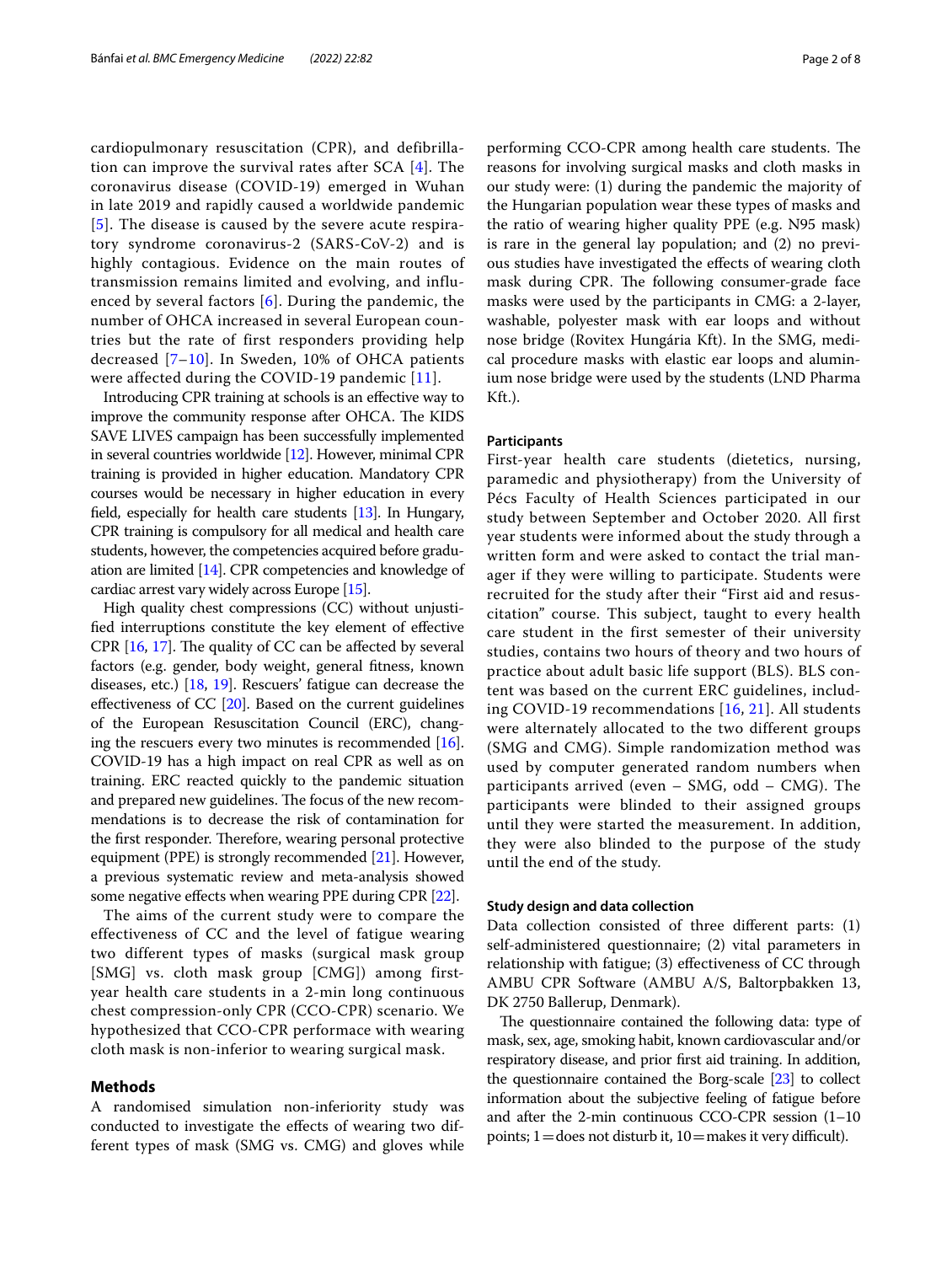cardiopulmonary resuscitation (CPR), and defibrillation can improve the survival rates after SCA [4]. The coronavirus disease (COVID-19) emerged in Wuhan in late 2019 and rapidly caused a worldwide pandemic [5]. The disease is caused by the severe acute respiratory syndrome coronavirus-2 (SARS-CoV-2) and is highly contagious. Evidence on the main routes of transmission remains limited and evolving, and influenced by several factors [6]. During the pandemic, the number of OHCA increased in several European countries but the rate of first responders providing help decreased [7–10]. In Sweden, 10% of OHCA patients were affected during the COVID-19 pandemic [11].

Introducing CPR training at schools is an effective way to improve the community response after OHCA. The KIDS SAVE LIVES campaign has been successfully implemented in several countries worldwide [12]. However, minimal CPR training is provided in higher education. Mandatory CPR courses would be necessary in higher education in every field, especially for health care students [13]. In Hungary, CPR training is compulsory for all medical and health care students, however, the competencies acquired before graduation are limited [14]. CPR competencies and knowledge of cardiac arrest vary widely across Europe [15].

High quality chest compressions (CC) without unjustified interruptions constitute the key element of effective CPR [16, 17]. The quality of CC can be affected by several factors (e.g. gender, body weight, general fitness, known diseases, etc.) [18, 19]. Rescuers' fatigue can decrease the effectiveness of CC [20]. Based on the current guidelines of the European Resuscitation Council (ERC), changing the rescuers every two minutes is recommended [16]. COVID-19 has a high impact on real CPR as well as on training. ERC reacted quickly to the pandemic situation and prepared new guidelines. The focus of the new recommendations is to decrease the risk of contamination for the first responder. Therefore, wearing personal protective equipment (PPE) is strongly recommended [21]. However, a previous systematic review and meta-analysis showed some negative effects when wearing PPE during CPR [22].

The aims of the current study were to compare the effectiveness of CC and the level of fatigue wearing two different types of masks (surgical mask group [SMG] vs. cloth mask group [CMG]) among first-year health care students in a 2-min long continuous chest compression-only CPR (CCO-CPR) scenario. We hypothesized that CCO-CPR performace with wearing cloth mask is non-inferior to wearing surgical mask.

## Methods

A randomised simulation non-inferiority study was conducted to investigate the effects of wearing two different types of mask (SMG vs. CMG) and gloves while performing CCO-CPR among health care students. The reasons for involving surgical masks and cloth masks in our study were: (1) during the pandemic the majority of the Hungarian population wear these types of masks and the ratio of wearing higher quality PPE (e.g. N95 mask) is rare in the general lay population; and (2) no previous studies have investigated the effects of wearing cloth mask during CPR. The following consumer-grade face masks were used by the participants in CMG: a 2-layer, washable, polyester mask with ear loops and without nose bridge (Rovitex Hungária Kft). In the SMG, medical procedure masks with elastic ear loops and aluminium nose bridge were used by the students (LND Pharma Kft.).

### Participants

First-year health care students (dietetics, nursing, paramedic and physiotherapy) from the University of Pécs Faculty of Health Sciences participated in our study between September and October 2020. All first year students were informed about the study through a written form and were asked to contact the trial manager if they were willing to participate. Students were recruited for the study after their "First aid and resuscitation" course. This subject, taught to every health care student in the first semester of their university studies, contains two hours of theory and two hours of practice about adult basic life support (BLS). BLS content was based on the current ERC guidelines, including COVID-19 recommendations [16, 21]. All students were alternately allocated to the two different groups (SMG and CMG). Simple randomization method was used by computer generated random numbers when participants arrived (even – SMG, odd – CMG). The participants were blinded to their assigned groups until they were started the measurement. In addition, they were also blinded to the purpose of the study until the end of the study.

### Study design and data collection

Data collection consisted of three different parts: (1) self-administered questionnaire; (2) vital parameters in relationship with fatigue; (3) effectiveness of CC through AMBU CPR Software (AMBU A/S, Baltorpbakken 13, DK 2750 Ballerup, Denmark).

The questionnaire contained the following data: type of mask, sex, age, smoking habit, known cardiovascular and/or respiratory disease, and prior first aid training. In addition, the questionnaire contained the Borg-scale [23] to collect information about the subjective feeling of fatigue before and after the 2-min continuous CCO-CPR session (1–10 points; 1 = does not disturb it, 10 = makes it very difficult).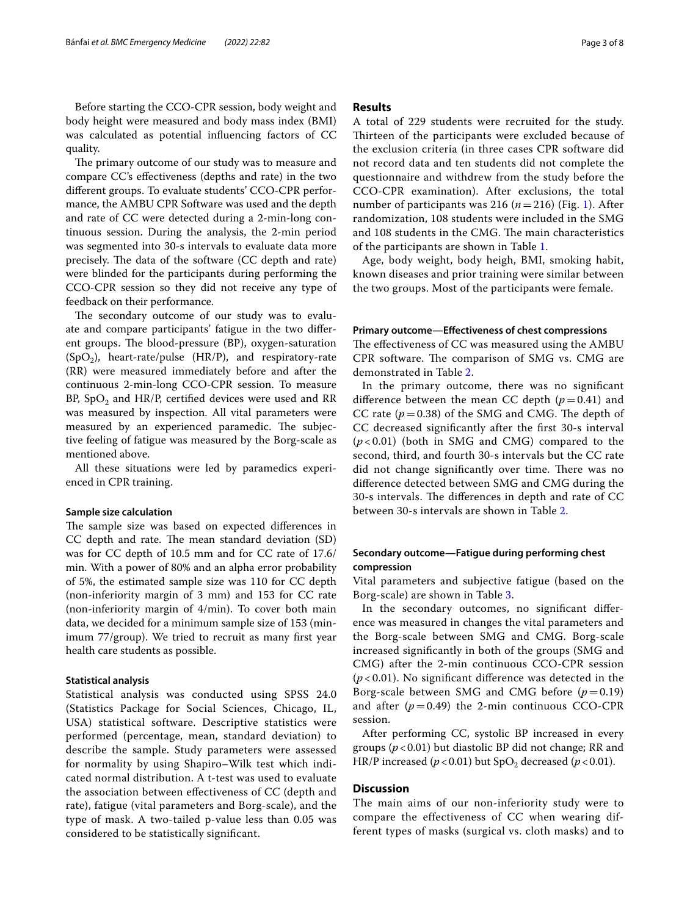Before starting the CCO-CPR session, body weight and body height were measured and body mass index (BMI) was calculated as potential influencing factors of CC quality.

The primary outcome of our study was to measure and compare CC's effectiveness (depths and rate) in the two different groups. To evaluate students' CCO-CPR performance, the AMBU CPR Software was used and the depth and rate of CC were detected during a 2-min-long continuous session. During the analysis, the 2-min period was segmented into 30-s intervals to evaluate data more precisely. The data of the software (CC depth and rate) were blinded for the participants during performing the CCO-CPR session so they did not receive any type of feedback on their performance.

The secondary outcome of our study was to evaluate and compare participants' fatigue in the two different groups. The blood-pressure (BP), oxygen-saturation ($SpO_2$), heart-rate/pulse (HR/P), and respiratory-rate (RR) were measured immediately before and after the continuous 2-min-long CCO-CPR session. To measure BP, $SpO_2$ and HR/P, certified devices were used and RR was measured by inspection. All vital parameters were measured by an experienced paramedic. The subjective feeling of fatigue was measured by the Borg-scale as mentioned above.

All these situations were led by paramedics experienced in CPR training.

#### Sample size calculation

The sample size was based on expected differences in CC depth and rate. The mean standard deviation (SD) was for CC depth of 10.5 mm and for CC rate of 17.6/min. With a power of 80% and an alpha error probability of 5%, the estimated sample size was 110 for CC depth (non-inferiority margin of 3 mm) and 153 for CC rate (non-inferiority margin of 4/min). To cover both main data, we decided for a minimum sample size of 153 (minimum 77/group). We tried to recruit as many first year health care students as possible.

#### Statistical analysis

Statistical analysis was conducted using SPSS 24.0 (Statistics Package for Social Sciences, Chicago, IL, USA) statistical software. Descriptive statistics were performed (percentage, mean, standard deviation) to describe the sample. Study parameters were assessed for normality by using Shapiro–Wilk test which indicated normal distribution. A t-test was used to evaluate the association between effectiveness of CC (depth and rate), fatigue (vital parameters and Borg-scale), and the type of mask. A two-tailed p-value less than 0.05 was considered to be statistically significant.

## Results

A total of 229 students were recruited for the study. Thirteen of the participants were excluded because of the exclusion criteria (in three cases CPR software did not record data and ten students did not complete the questionnaire and withdrew from the study before the CCO-CPR examination). After exclusions, the total number of participants was 216 ($n=216$) (Fig. 1). After randomization, 108 students were included in the SMG and 108 students in the CMG. The main characteristics of the participants are shown in Table 1.

Age, body weight, body heigh, BMI, smoking habit, known diseases and prior training were similar between the two groups. Most of the participants were female.

#### Primary outcome—Effectiveness of chest compressions

The effectiveness of CC was measured using the AMBU CPR software. The comparison of SMG vs. CMG are demonstrated in Table 2.

In the primary outcome, there was no significant difference between the mean CC depth ($p=0.41$) and CC rate ($p=0.38$) of the SMG and CMG. The depth of CC decreased significantly after the first 30-s interval ($p<0.01$) (both in SMG and CMG) compared to the second, third, and fourth 30-s intervals but the CC rate did not change significantly over time. There was no difference detected between SMG and CMG during the 30-s intervals. The differences in depth and rate of CC between 30-s intervals are shown in Table 2.

#### Secondary outcome—Fatigue during performing chest compression

Vital parameters and subjective fatigue (based on the Borg-scale) are shown in Table 3.

In the secondary outcomes, no significant difference was measured in changes the vital parameters and the Borg-scale between SMG and CMG. Borg-scale increased significantly in both of the groups (SMG and CMG) after the 2-min continuous CCO-CPR session ($p<0.01$). No significant difference was detected in the Borg-scale between SMG and CMG before ($p=0.19$) and after ($p=0.49$) the 2-min continuous CCO-CPR session.

After performing CC, systolic BP increased in every groups ($p<0.01$) but diastolic BP did not change; RR and HR/P increased ($p<0.01$) but $SpO_2$ decreased ($p<0.01$).

## Discussion

The main aims of our non-inferiority study were to compare the effectiveness of CC when wearing different types of masks (surgical vs. cloth masks) and to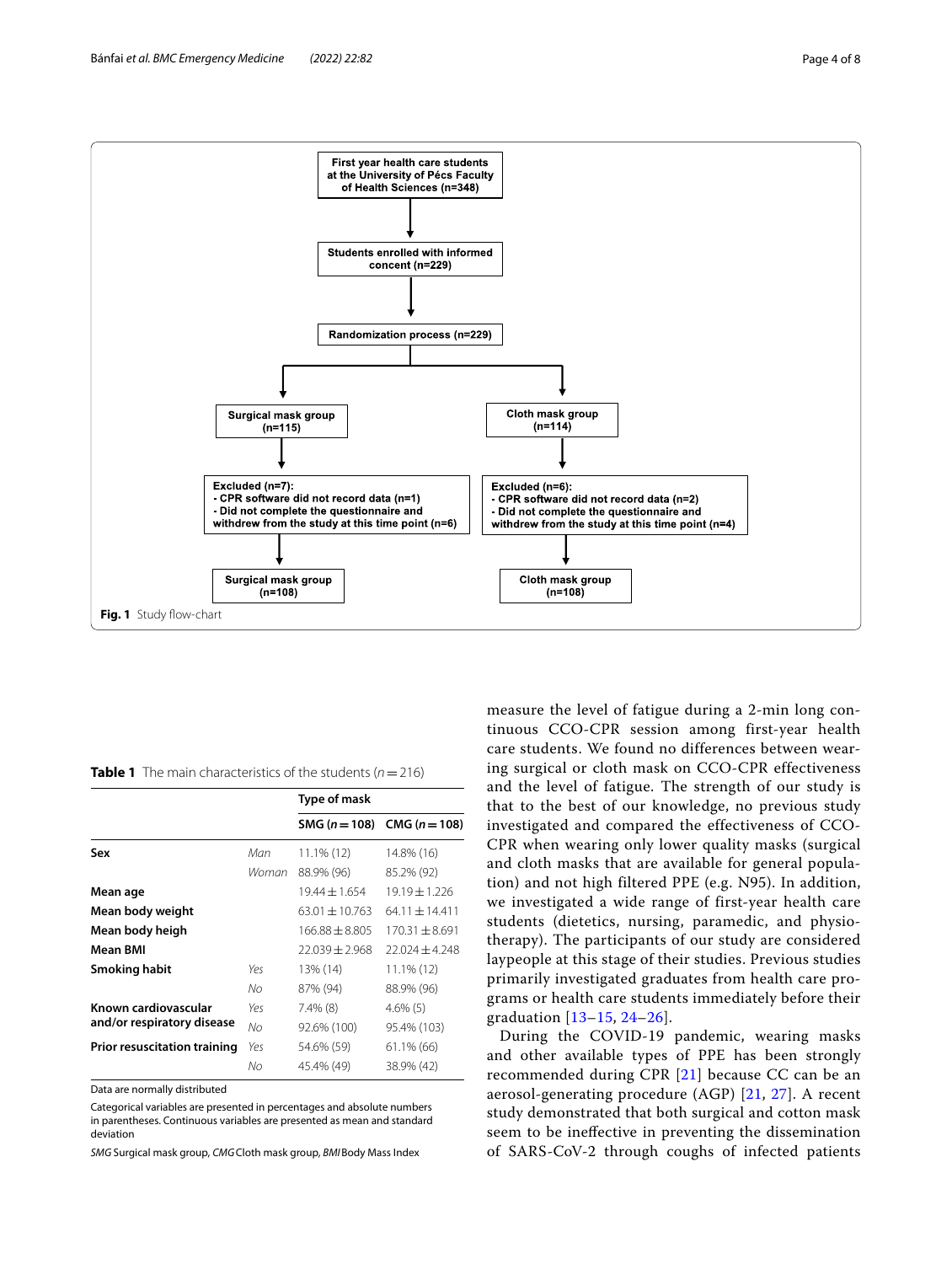First year health care students at the University of Pécs Faculty of Health Sciences (n=348)

Students enrolled with informed concent (n=229)

Randomization process (n=229)

Surgical mask group (n=115)

Cloth mask group (n=114)

Excluded (n=7):
- CPR software did not record data (n=1)
- Did not complete the questionnaire and withdrew from the study at this time point (n=6)

Excluded (n=6):
- CPR software did not record data (n=2)
- Did not complete the questionnaire and withdrew from the study at this time point (n=4)

Surgical mask group (n=108)

Cloth mask group (n=108)

**Fig. 1** Study flow-chart

**Table 1** The main characteristics of the students ($n=216$)

| | | Type of mask | |
|---|---|---|---|
| | | SMG ($n=108$) | CMG ($n=108$) |
| **Sex** | *Man* | 11.1% (12) | 14.8% (16) |
| | *Woman* | 88.9% (96) | 85.2% (92) |
| **Mean age** | | 19.44 ± 1.654 | 19.19 ± 1.226 |
| **Mean body weight** | | 63.01 ± 10.763 | 64.11 ± 14.411 |
| **Mean body heigh** | | 166.88 ± 8.805 | 170.31 ± 8.691 |
| **Mean BMI** | | 22.039 ± 2.968 | 22.024 ± 4.248 |
| **Smoking habit** | *Yes* | 13% (14) | 11.1% (12) |
| | *No* | 87% (94) | 88.9% (96) |
| **Known cardiovascular and/or respiratory disease** | *Yes* | 7.4% (8) | 4.6% (5) |
| | *No* | 92.6% (100) | 95.4% (103) |
| **Prior resuscitation training** | *Yes* | 54.6% (59) | 61.1% (66) |
| | *No* | 45.4% (49) | 38.9% (42) |

Data are normally distributed

Categorical variables are presented in percentages and absolute numbers in parentheses. Continuous variables are presented as mean and standard deviation

*SMG* Surgical mask group, *CMG* Cloth mask group, *BMI* Body Mass Index

measure the level of fatigue during a 2-min long continuous CCO-CPR session among first-year health care students. We found no differences between wearing surgical or cloth mask on CCO-CPR effectiveness and the level of fatigue. The strength of our study is that to the best of our knowledge, no previous study investigated and compared the effectiveness of CCO-CPR when wearing only lower quality masks (surgical and cloth masks that are available for general population) and not high filtered PPE (e.g. N95). In addition, we investigated a wide range of first-year health care students (dietetics, nursing, paramedic, and physiotherapy). The participants of our study are considered laypeople at this stage of their studies. Previous studies primarily investigated graduates from health care programs or health care students immediately before their graduation [13–15, 24–26].

During the COVID-19 pandemic, wearing masks and other available types of PPE has been strongly recommended during CPR [21] because CC can be an aerosol-generating procedure (AGP) [21, 27]. A recent study demonstrated that both surgical and cotton mask seem to be ineffective in preventing the dissemination of SARS-CoV-2 through coughs of infected patients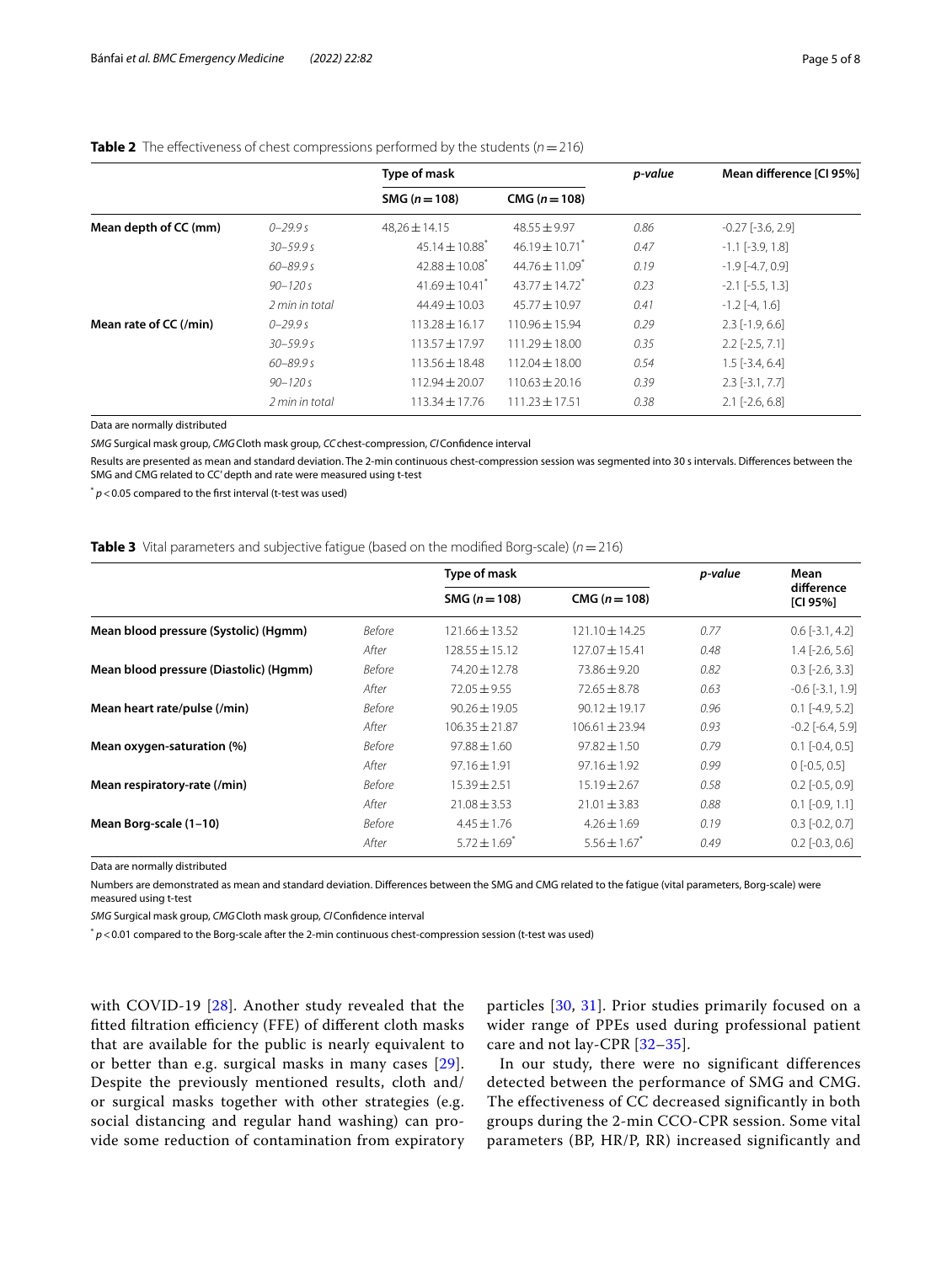**Table 2** The effectiveness of chest compressions performed by the students ($n = 216$)

| | | Type of mask | | p-value | Mean difference [CI 95%] |
|---|---|---|---|---|---|
| | | SMG ($n = 108$) | CMG ($n = 108$) | | |
| **Mean depth of CC (mm)** | *0–29.9 s* | 48,26 ± 14.15 | 48.55 ± 9.97 | *0.86* | -0.27 [-3.6, 2.9] |
| | *30–59.9 s* | 45.14 ± 10.88* | 46.19 ± 10.71* | *0.47* | -1.1 [-3.9, 1.8] |
| | *60–89.9 s* | 42.88 ± 10.08* | 44.76 ± 11.09* | *0.19* | -1.9 [-4.7, 0.9] |
| | *90–120 s* | 41.69 ± 10.41* | 43.77 ± 14.72* | *0.23* | -2.1 [-5.5, 1.3] |
| | *2 min in total* | 44.49 ± 10.03 | 45.77 ± 10.97 | *0.41* | -1.2 [-4, 1.6] |
| **Mean rate of CC (/min)** | *0–29.9 s* | 113.28 ± 16.17 | 110.96 ± 15.94 | *0.29* | 2.3 [-1.9, 6.6] |
| | *30–59.9 s* | 113.57 ± 17.97 | 111.29 ± 18.00 | *0.35* | 2.2 [-2.5, 7.1] |
| | *60–89.9 s* | 113.56 ± 18.48 | 112.04 ± 18.00 | *0.54* | 1.5 [-3.4, 6.4] |
| | *90–120 s* | 112.94 ± 20.07 | 110.63 ± 20.16 | *0.39* | 2.3 [-3.1, 7.7] |
| | *2 min in total* | 113.34 ± 17.76 | 111.23 ± 17.51 | *0.38* | 2.1 [-2.6, 6.8] |

Data are normally distributed

*SMG* Surgical mask group, *CMG* Cloth mask group, *CC* chest-compression, *CI* Confidence interval

Results are presented as mean and standard deviation. The 2-min continuous chest-compression session was segmented into 30 s intervals. Differences between the SMG and CMG related to CC' depth and rate were measured using t-test

\* $p < 0.05$ compared to the first interval (t-test was used)

**Table 3** Vital parameters and subjective fatigue (based on the modified Borg-scale) ($n = 216$)

| | | Type of mask | | p-value | Mean difference [CI 95%] |
|---|---|---|---|---|---|
| | | SMG ($n = 108$) | CMG ($n = 108$) | | |
| **Mean blood pressure (Systolic) (Hgmm)** | *Before* | 121.66 ± 13.52 | 121.10 ± 14.25 | *0.77* | 0.6 [-3.1, 4.2] |
| | *After* | 128.55 ± 15.12 | 127.07 ± 15.41 | *0.48* | 1.4 [-2.6, 5.6] |
| **Mean blood pressure (Diastolic) (Hgmm)** | *Before* | 74.20 ± 12.78 | 73.86 ± 9.20 | *0.82* | 0.3 [-2.6, 3.3] |
| | *After* | 72.05 ± 9.55 | 72.65 ± 8.78 | *0.63* | -0.6 [-3.1, 1.9] |
| **Mean heart rate/pulse (/min)** | *Before* | 90.26 ± 19.05 | 90.12 ± 19.17 | *0.96* | 0.1 [-4.9, 5.2] |
| | *After* | 106.35 ± 21.87 | 106.61 ± 23.94 | *0.93* | -0.2 [-6.4, 5.9] |
| **Mean oxygen-saturation (%)** | *Before* | 97.88 ± 1.60 | 97.82 ± 1.50 | *0.79* | 0.1 [-0.4, 0.5] |
| | *After* | 97.16 ± 1.91 | 97.16 ± 1.92 | *0.99* | 0 [-0.5, 0.5] |
| **Mean respiratory-rate (/min)** | *Before* | 15.39 ± 2.51 | 15.19 ± 2.67 | *0.58* | 0.2 [-0.5, 0.9] |
| | *After* | 21.08 ± 3.53 | 21.01 ± 3.83 | *0.88* | 0.1 [-0.9, 1.1] |
| **Mean Borg-scale (1–10)** | *Before* | 4.45 ± 1.76 | 4.26 ± 1.69 | *0.19* | 0.3 [-0.2, 0.7] |
| | *After* | 5.72 ± 1.69* | 5.56 ± 1.67* | *0.49* | 0.2 [-0.3, 0.6] |

Data are normally distributed

Numbers are demonstrated as mean and standard deviation. Differences between the SMG and CMG related to the fatigue (vital parameters, Borg-scale) were measured using t-test

*SMG* Surgical mask group, *CMG* Cloth mask group, *CI* Confidence interval

\* $p < 0.01$ compared to the Borg-scale after the 2-min continuous chest-compression session (t-test was used)

with COVID-19 [28]. Another study revealed that the fitted filtration efficiency (FFE) of different cloth masks that are available for the public is nearly equivalent to or better than e.g. surgical masks in many cases [29]. Despite the previously mentioned results, cloth and/or surgical masks together with other strategies (e.g. social distancing and regular hand washing) can provide some reduction of contamination from expiratory particles [30, 31]. Prior studies primarily focused on a wider range of PPEs used during professional patient care and not lay-CPR [32–35].

In our study, there were no significant differences detected between the performance of SMG and CMG. The effectiveness of CC decreased significantly in both groups during the 2-min CCO-CPR session. Some vital parameters (BP, HR/P, RR) increased significantly and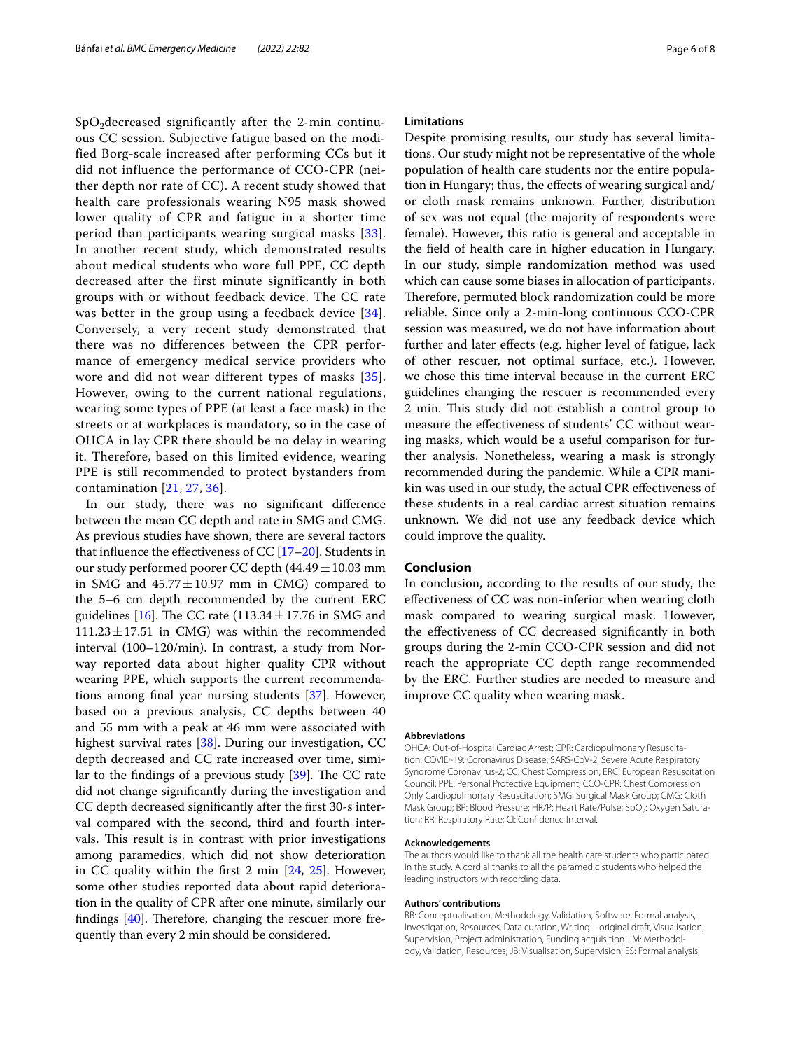$SpO_2$decreased significantly after the 2-min continuous CC session. Subjective fatigue based on the modified Borg-scale increased after performing CCs but it did not influence the performance of CCO-CPR (neither depth nor rate of CC). A recent study showed that health care professionals wearing N95 mask showed lower quality of CPR and fatigue in a shorter time period than participants wearing surgical masks [33]. In another recent study, which demonstrated results about medical students who wore full PPE, CC depth decreased after the first minute significantly in both groups with or without feedback device. The CC rate was better in the group using a feedback device [34]. Conversely, a very recent study demonstrated that there was no differences between the CPR performance of emergency medical service providers who wore and did not wear different types of masks [35]. However, owing to the current national regulations, wearing some types of PPE (at least a face mask) in the streets or at workplaces is mandatory, so in the case of OHCA in lay CPR there should be no delay in wearing it. Therefore, based on this limited evidence, wearing PPE is still recommended to protect bystanders from contamination [21, 27, 36].

In our study, there was no significant difference between the mean CC depth and rate in SMG and CMG. As previous studies have shown, there are several factors that influence the effectiveness of CC [17–20]. Students in our study performed poorer CC depth ($44.49 \pm 10.03$ mm in SMG and $45.77 \pm 10.97$ mm in CMG) compared to the 5–6 cm depth recommended by the current ERC guidelines [16]. The CC rate ($113.34 \pm 17.76$ in SMG and $111.23 \pm 17.51$ in CMG) was within the recommended interval (100–120/min). In contrast, a study from Norway reported data about higher quality CPR without wearing PPE, which supports the current recommendations among final year nursing students [37]. However, based on a previous analysis, CC depths between 40 and 55 mm with a peak at 46 mm were associated with highest survival rates [38]. During our investigation, CC depth decreased and CC rate increased over time, similar to the findings of a previous study [39]. The CC rate did not change significantly during the investigation and CC depth decreased significantly after the first 30-s interval compared with the second, third and fourth intervals. This result is in contrast with prior investigations among paramedics, which did not show deterioration in CC quality within the first 2 min [24, 25]. However, some other studies reported data about rapid deterioration in the quality of CPR after one minute, similarly our findings [40]. Therefore, changing the rescuer more frequently than every 2 min should be considered.

## Limitations

Despite promising results, our study has several limitations. Our study might not be representative of the whole population of health care students nor the entire population in Hungary; thus, the effects of wearing surgical and/or cloth mask remains unknown. Further, distribution of sex was not equal (the majority of respondents were female). However, this ratio is general and acceptable in the field of health care in higher education in Hungary. In our study, simple randomization method was used which can cause some biases in allocation of participants. Therefore, permuted block randomization could be more reliable. Since only a 2-min-long continuous CCO-CPR session was measured, we do not have information about further and later effects (e.g. higher level of fatigue, lack of other rescuer, not optimal surface, etc.). However, we chose this time interval because in the current ERC guidelines changing the rescuer is recommended every 2 min. This study did not establish a control group to measure the effectiveness of students' CC without wearing masks, which would be a useful comparison for further analysis. Nonetheless, wearing a mask is strongly recommended during the pandemic. While a CPR manikin was used in our study, the actual CPR effectiveness of these students in a real cardiac arrest situation remains unknown. We did not use any feedback device which could improve the quality.

## Conclusion

In conclusion, according to the results of our study, the effectiveness of CC was non-inferior when wearing cloth mask compared to wearing surgical mask. However, the effectiveness of CC decreased significantly in both groups during the 2-min CCO-CPR session and did not reach the appropriate CC depth range recommended by the ERC. Further studies are needed to measure and improve CC quality when wearing mask.

#### Abbreviations

OHCA: Out-of-Hospital Cardiac Arrest; CPR: Cardiopulmonary Resuscitation; COVID-19: Coronavirus Disease; SARS-CoV-2: Severe Acute Respiratory Syndrome Coronavirus-2; CC: Chest Compression; ERC: European Resuscitation Council; PPE: Personal Protective Equipment; CCO-CPR: Chest Compression Only Cardiopulmonary Resuscitation; SMG: Surgical Mask Group; CMG: Cloth Mask Group; BP: Blood Pressure; HR/P: Heart Rate/Pulse; $SpO_2$: Oxygen Saturation; RR: Respiratory Rate; CI: Confidence Interval.

#### Acknowledgements

The authors would like to thank all the health care students who participated in the study. A cordial thanks to all the paramedic students who helped the leading instructors with recording data.

#### Authors' contributions

BB: Conceptualisation, Methodology, Validation, Software, Formal analysis, Investigation, Resources, Data curation, Writing – original draft, Visualisation, Supervision, Project administration, Funding acquisition. JM: Methodology, Validation, Resources; JB: Visualisation, Supervision; ES: Formal analysis,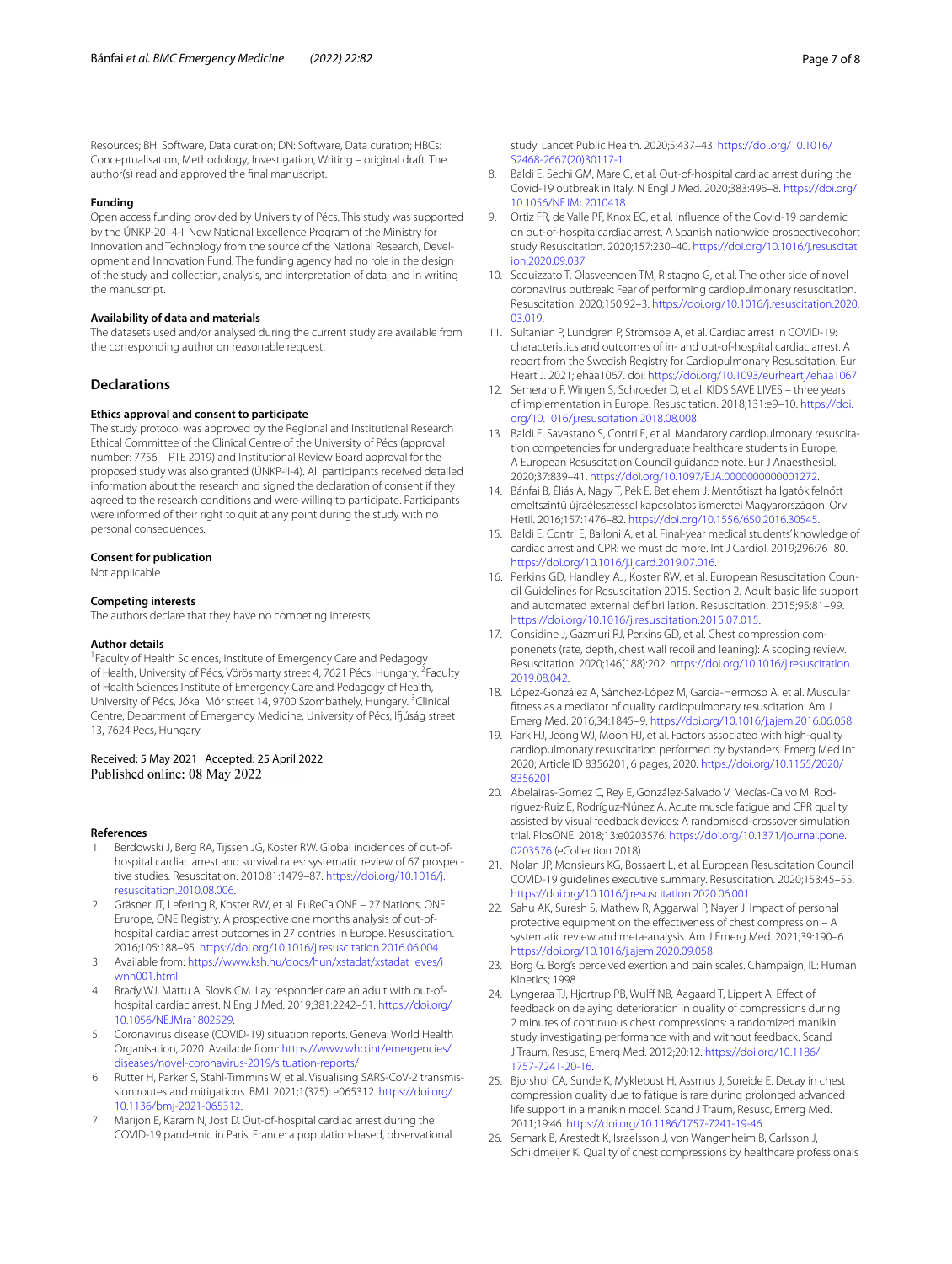Resources; BH: Software, Data curation; DN: Software, Data curation; HBCs: Conceptualisation, Methodology, Investigation, Writing – original draft. The author(s) read and approved the final manuscript.

### Funding

Open access funding provided by University of Pécs. This study was supported by the ÚNKP-20–4-II New National Excellence Program of the Ministry for Innovation and Technology from the source of the National Research, Development and Innovation Fund. The funding agency had no role in the design of the study and collection, analysis, and interpretation of data, and in writing the manuscript.

### Availability of data and materials

The datasets used and/or analysed during the current study are available from the corresponding author on reasonable request.

## Declarations

### Ethics approval and consent to participate

The study protocol was approved by the Regional and Institutional Research Ethical Committee of the Clinical Centre of the University of Pécs (approval number: 7756 – PTE 2019) and Institutional Review Board approval for the proposed study was also granted (ÚNKP-II-4). All participants received detailed information about the research and signed the declaration of consent if they agreed to the research conditions and were willing to participate. Participants were informed of their right to quit at any point during the study with no personal consequences.

### Consent for publication

Not applicable.

### Competing interests

The authors declare that they have no competing interests.

### Author details

[1]Faculty of Health Sciences, Institute of Emergency Care and Pedagogy of Health, University of Pécs, Vörösmarty street 4, 7621 Pécs, Hungary. [2]Faculty of Health Sciences Institute of Emergency Care and Pedagogy of Health, University of Pécs, Jókai Mór street 14, 9700 Szombathely, Hungary. [3]Clinical Centre, Department of Emergency Medicine, University of Pécs, Ifjúság street 13, 7624 Pécs, Hungary.

Received: 5 May 2021 Accepted: 25 April 2022
Published online: 08 May 2022

### References

1. Berdowski J, Berg RA, Tijssen JG, Koster RW. Global incidences of out-of-hospital cardiac arrest and survival rates: systematic review of 67 prospective studies. Resuscitation. 2010;81:1479–87. https://doi.org/10.1016/j.resuscitation.2010.08.006.
2. Gräsner JT, Lefering R, Koster RW, et al. EuReCa ONE – 27 Nations, ONE Europe, ONE Registry. A prospective one months analysis of out-of-hospital cardiac arrest outcomes in 27 contries in Europe. Resuscitation. 2016;105:188–95. https://doi.org/10.1016/j.resuscitation.2016.06.004.
3. Available from: https://www.ksh.hu/docs/hun/xstadat/xstadat_eves/i_wnh001.html
4. Brady WJ, Mattu A, Slovis CM. Lay responder care an adult with out-of-hospital cardiac arrest. N Eng J Med. 2019;381:2242–51. https://doi.org/10.1056/NEJMra1802529.
5. Coronavirus disease (COVID-19) situation reports. Geneva: World Health Organisation, 2020. Available from: https://www.who.int/emergencies/diseases/novel-coronavirus-2019/situation-reports/
6. Rutter H, Parker S, Stahl-Timmins W, et al. Visualising SARS-CoV-2 transmission routes and mitigations. BMJ. 2021;1(375): e065312. https://doi.org/10.1136/bmj-2021-065312.
7. Marijon E, Karam N, Jost D. Out-of-hospital cardiac arrest during the COVID-19 pandemic in Paris, France: a population-based, observational study. Lancet Public Health. 2020;5:437–43. https://doi.org/10.1016/S2468-2667(20)30117-1.
8. Baldi E, Sechi GM, Mare C, et al. Out-of-hospital cardiac arrest during the Covid-19 outbreak in Italy. N Engl J Med. 2020;383:496–8. https://doi.org/10.1056/NEJMc2010418.
9. Ortiz FR, de Valle PF, Knox EC, et al. Influence of the Covid-19 pandemic on out-of-hospitalcardiac arrest. A Spanish nationwide prospectivecohort study Resuscitation. 2020;157:230–40. https://doi.org/10.1016/j.resuscitation.2020.09.037.
10. Scquizzato T, Olasveengen TM, Ristagno G, et al. The other side of novel coronavirus outbreak: Fear of performing cardiopulmonary resuscitation. Resuscitation. 2020;150:92–3. https://doi.org/10.1016/j.resuscitation.2020.03.019.
11. Sultanian P, Lundgren P, Strömsöe A, et al. Cardiac arrest in COVID-19: characteristics and outcomes of in- and out-of-hospital cardiac arrest. A report from the Swedish Registry for Cardiopulmonary Resuscitation. Eur Heart J. 2021; ehaa1067. doi: https://doi.org/10.1093/eurheartj/ehaa1067.
12. Semeraro F, Wingen S, Schroeder D, et al. KIDS SAVE LIVES – three years of implementation in Europe. Resuscitation. 2018;131:e9–10. https://doi.org/10.1016/j.resuscitation.2018.08.008.
13. Baldi E, Savastano S, Contri E, et al. Mandatory cardiopulmonary resuscitation competencies for undergraduate healthcare students in Europe. A European Resuscitation Council guidance note. Eur J Anaesthesiol. 2020;37:839–41. https://doi.org/10.1097/EJA.0000000000001272.
14. Bánfai B, Éliás Á, Nagy T, Pék E, Betlehem J. Mentőtiszt hallgatók felnőtt emeltszintű újraélesztéssel kapcsolatos ismeretei Magyarországon. Orv Hetil. 2016;157:1476–82. https://doi.org/10.1556/650.2016.30545.
15. Baldi E, Contri E, Bailoni A, et al. Final-year medical students' knowledge of cardiac arrest and CPR: we must do more. Int J Cardiol. 2019;296:76–80. https://doi.org/10.1016/j.ijcard.2019.07.016.
16. Perkins GD, Handley AJ, Koster RW, et al. European Resuscitation Council Guidelines for Resuscitation 2015. Section 2. Adult basic life support and automated external defibrillation. Resuscitation. 2015;95:81–99. https://doi.org/10.1016/j.resuscitation.2015.07.015.
17. Considine J, Gazmuri RJ, Perkins GD, et al. Chest compression componenets (rate, depth, chest wall recoil and leaning): A scoping review. Resuscitation. 2020;146(188):202. https://doi.org/10.1016/j.resuscitation.2019.08.042.
18. López-González A, Sánchez-López M, Garcia-Hermoso A, et al. Muscular fitness as a mediator of quality cardiopulmonary resuscitation. Am J Emerg Med. 2016;34:1845–9. https://doi.org/10.1016/j.ajem.2016.06.058.
19. Park HJ, Jeong WJ, Moon HJ, et al. Factors associated with high-quality cardiopulmonary resuscitation performed by bystanders. Emerg Med Int 2020; Article ID 8356201, 6 pages, 2020. https://doi.org/10.1155/2020/8356201
20. Abelairas-Gomez C, Rey E, González-Salvado V, Mecías-Calvo M, Rodríguez-Ruiz E, Rodríguz-Núnez A. Acute muscle fatigue and CPR quality assisted by visual feedback devices: A randomised-crossover simulation trial. PlosONE. 2018;13:e0203576. https://doi.org/10.1371/journal.pone.0203576 (eCollection 2018).
21. Nolan JP, Monsieurs KG, Bossaert L, et al. European Resuscitation Council COVID-19 guidelines executive summary. Resuscitation. 2020;153:45–55. https://doi.org/10.1016/j.resuscitation.2020.06.001.
22. Sahu AK, Suresh S, Mathew R, Aggarwal P, Nayer J. Impact of personal protective equipment on the effectiveness of chest compression – A systematic review and meta-analysis. Am J Emerg Med. 2021;39:190–6. https://doi.org/10.1016/j.ajem.2020.09.058.
23. Borg G. Borg's perceived exertion and pain scales. Champaign, IL: Human KInetics; 1998.
24. Lyngeraa TJ, Hjortrup PB, Wulff NB, Aagaard T, Lippert A. Effect of feedback on delaying deterioration in quality of compressions during 2 minutes of continuous chest compressions: a randomized manikin study investigating performance with and without feedback. Scand J Traum, Resusc, Emerg Med. 2012;20:12. https://doi.org/10.1186/1757-7241-20-16.
25. Bjorshol CA, Sunde K, Myklebust H, Assmus J, Soreide E. Decay in chest compression quality due to fatigue is rare during prolonged advanced life support in a manikin model. Scand J Traum, Resusc, Emerg Med. 2011;19:46. https://doi.org/10.1186/1757-7241-19-46.
26. Semark B, Arestedt K, Israelsson J, von Wangenheim B, Carlsson J, Schildmeijer K. Quality of chest compressions by healthcare professionals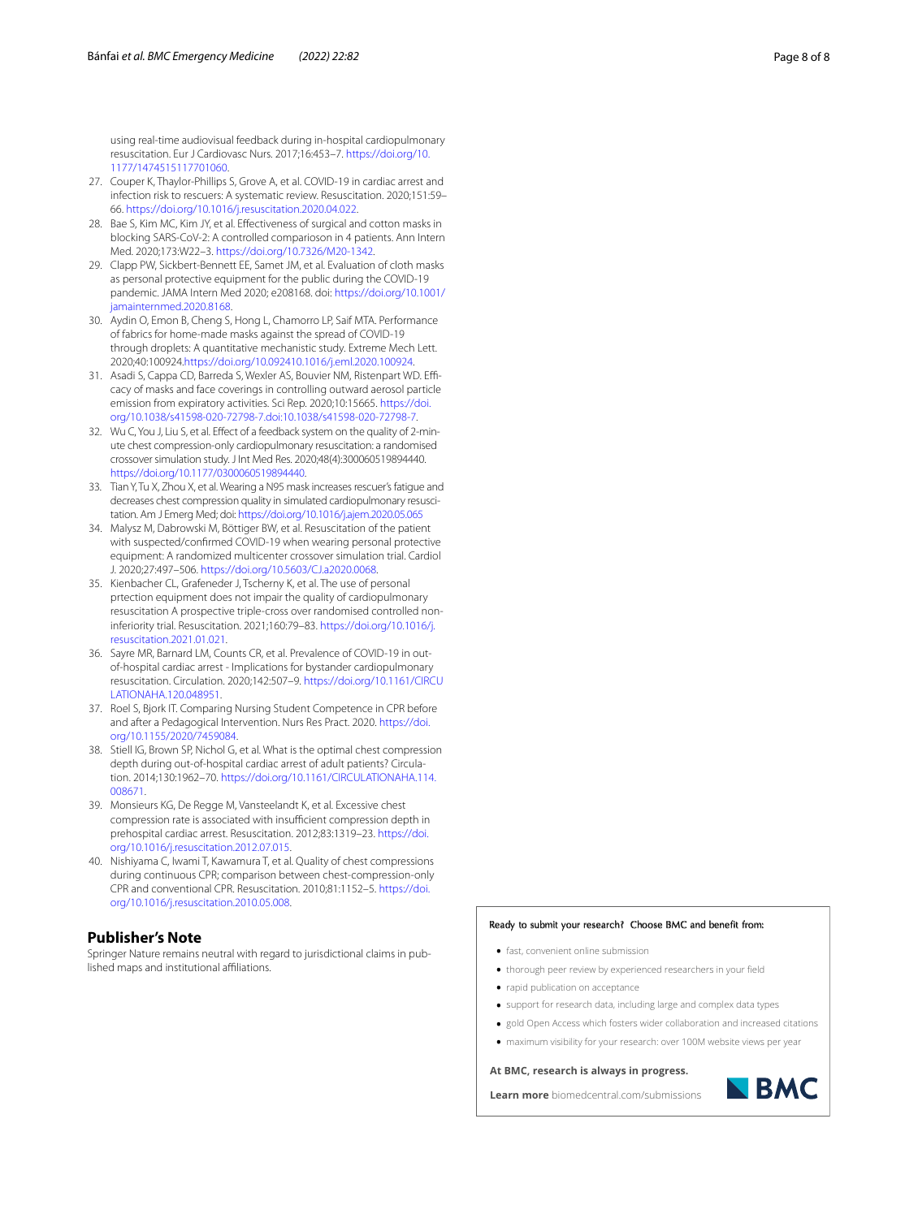using real-time audiovisual feedback during in-hospital cardiopulmonary resuscitation. Eur J Cardiovasc Nurs. 2017;16:453–7. https://doi.org/10.1177/1474515117701060.

27. Couper K, Thaylor-Phillips S, Grove A, et al. COVID-19 in cardiac arrest and infection risk to rescuers: A systematic review. Resuscitation. 2020;151:59–66. https://doi.org/10.1016/j.resuscitation.2020.04.022.
28. Bae S, Kim MC, Kim JY, et al. Effectiveness of surgical and cotton masks in blocking SARS-CoV-2: A controlled comparioson in 4 patients. Ann Intern Med. 2020;173:W22–3. https://doi.org/10.7326/M20-1342.
29. Clapp PW, Sickbert-Bennett EE, Samet JM, et al. Evaluation of cloth masks as personal protective equipment for the public during the COVID-19 pandemic. JAMA Intern Med 2020; e208168. doi: https://doi.org/10.1001/jamainternmed.2020.8168.
30. Aydin O, Emon B, Cheng S, Hong L, Chamorro LP, Saif MTA. Performance of fabrics for home-made masks against the spread of COVID-19 through droplets: A quantitative mechanistic study. Extreme Mech Lett. 2020;40:100924.https://doi.org/10.092410.1016/j.eml.2020.100924.
31. Asadi S, Cappa CD, Barreda S, Wexler AS, Bouvier NM, Ristenpart WD. Efficacy of masks and face coverings in controlling outward aerosol particle emission from expiratory activities. Sci Rep. 2020;10:15665. https://doi.org/10.1038/s41598-020-72798-7.doi:10.1038/s41598-020-72798-7.
32. Wu C, You J, Liu S, et al. Effect of a feedback system on the quality of 2-minute chest compression-only cardiopulmonary resuscitation: a randomised crossover simulation study. J Int Med Res. 2020;48(4):300060519894440. https://doi.org/10.1177/0300060519894440.
33. Tian Y, Tu X, Zhou X, et al. Wearing a N95 mask increases rescuer's fatigue and decreases chest compression quality in simulated cardiopulmonary resuscitation. Am J Emerg Med; doi: https://doi.org/10.1016/j.ajem.2020.05.065
34. Malysz M, Dabrowski M, Böttiger BW, et al. Resuscitation of the patient with suspected/confirmed COVID-19 when wearing personal protective equipment: A randomized multicenter crossover simulation trial. Cardiol J. 2020;27:497–506. https://doi.org/10.5603/CJ.a2020.0068.
35. Kienbacher CL, Grafeneder J, Tscherny K, et al. The use of personal prtection equipment does not impair the quality of cardiopulmonary resuscitation A prospective triple-cross over randomised controlled non-inferiority trial. Resuscitation. 2021;160:79–83. https://doi.org/10.1016/j.resuscitation.2021.01.021.
36. Sayre MR, Barnard LM, Counts CR, et al. Prevalence of COVID-19 in out-of-hospital cardiac arrest - Implications for bystander cardiopulmonary resuscitation. Circulation. 2020;142:507–9. https://doi.org/10.1161/CIRCULATIONAHA.120.048951.
37. Roel S, Bjork IT. Comparing Nursing Student Competence in CPR before and after a Pedagogical Intervention. Nurs Res Pract. 2020. https://doi.org/10.1155/2020/7459084.
38. Stiell IG, Brown SP, Nichol G, et al. What is the optimal chest compression depth during out-of-hospital cardiac arrest of adult patients? Circulation. 2014;130:1962–70. https://doi.org/10.1161/CIRCULATIONAHA.114.008671.
39. Monsieurs KG, De Regge M, Vansteelandt K, et al. Excessive chest compression rate is associated with insufficient compression depth in prehospital cardiac arrest. Resuscitation. 2012;83:1319–23. https://doi.org/10.1016/j.resuscitation.2012.07.015.
40. Nishiyama C, Iwami T, Kawamura T, et al. Quality of chest compressions during continuous CPR; comparison between chest-compression-only CPR and conventional CPR. Resuscitation. 2010;81:1152–5. https://doi.org/10.1016/j.resuscitation.2010.05.008.

## Publisher's Note

Springer Nature remains neutral with regard to jurisdictional claims in published maps and institutional affiliations.

Ready to submit your research? Choose BMC and benefit from:

- fast, convenient online submission
- thorough peer review by experienced researchers in your field
- rapid publication on acceptance
- support for research data, including large and complex data types
- gold Open Access which fosters wider collaboration and increased citations
- maximum visibility for your research: over 100M website views per year

**At BMC, research is always in progress.**

**Learn more** biomedcentral.com/submissions

BMC